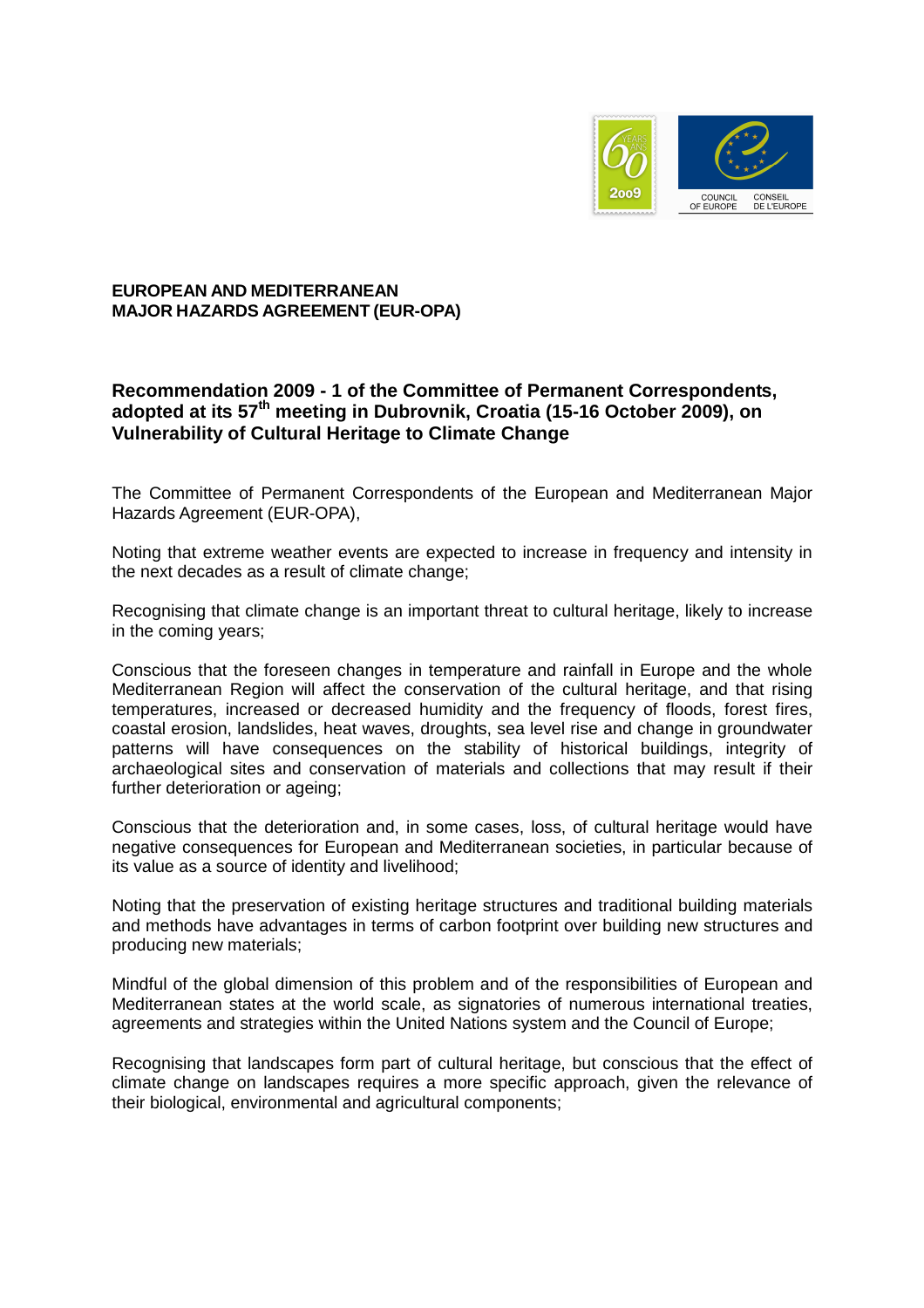**EUROPEAN AND MEDITERRANEAN MAJOR HAZARDS AGREEMENT (EUR-OPA)**

## Recommendation 2009 - 1 of the Committee of Permanent Correspondents, adopted at its 57th meeting in Dubrovnik, Croatia (15-16 October 2009), on Vulnerability of Cultural Heritage to Climate Change

The Committee of Permanent Correspondents of the European and Mediterranean Major Hazards Agreement (EUR-OPA),

Noting that extreme weather events are expected to increase in frequency and intensity in the next decades as a result of climate change;

Recognising that climate change is an important threat to cultural heritage, likely to increase in the coming years;

Conscious that the foreseen changes in temperature and rainfall in Europe and the whole Mediterranean Region will affect the conservation of the cultural heritage, and that rising temperatures, increased or decreased humidity and the frequency of floods, forest fires, coastal erosion, landslides, heat waves, droughts, sea level rise and change in groundwater patterns will have consequences on the stability of historical buildings, integrity of archaeological sites and conservation of materials and collections that may result if their further deterioration or ageing;

Conscious that the deterioration and, in some cases, loss, of cultural heritage would have negative consequences for European and Mediterranean societies, in particular because of its value as a source of identity and livelihood;

Noting that the preservation of existing heritage structures and traditional building materials and methods have advantages in terms of carbon footprint over building new structures and producing new materials;

Mindful of the global dimension of this problem and of the responsibilities of European and Mediterranean states at the world scale, as signatories of numerous international treaties, agreements and strategies within the United Nations system and the Council of Europe;

Recognising that landscapes form part of cultural heritage, but conscious that the effect of climate change on landscapes requires a more specific approach, given the relevance of their biological, environmental and agricultural components;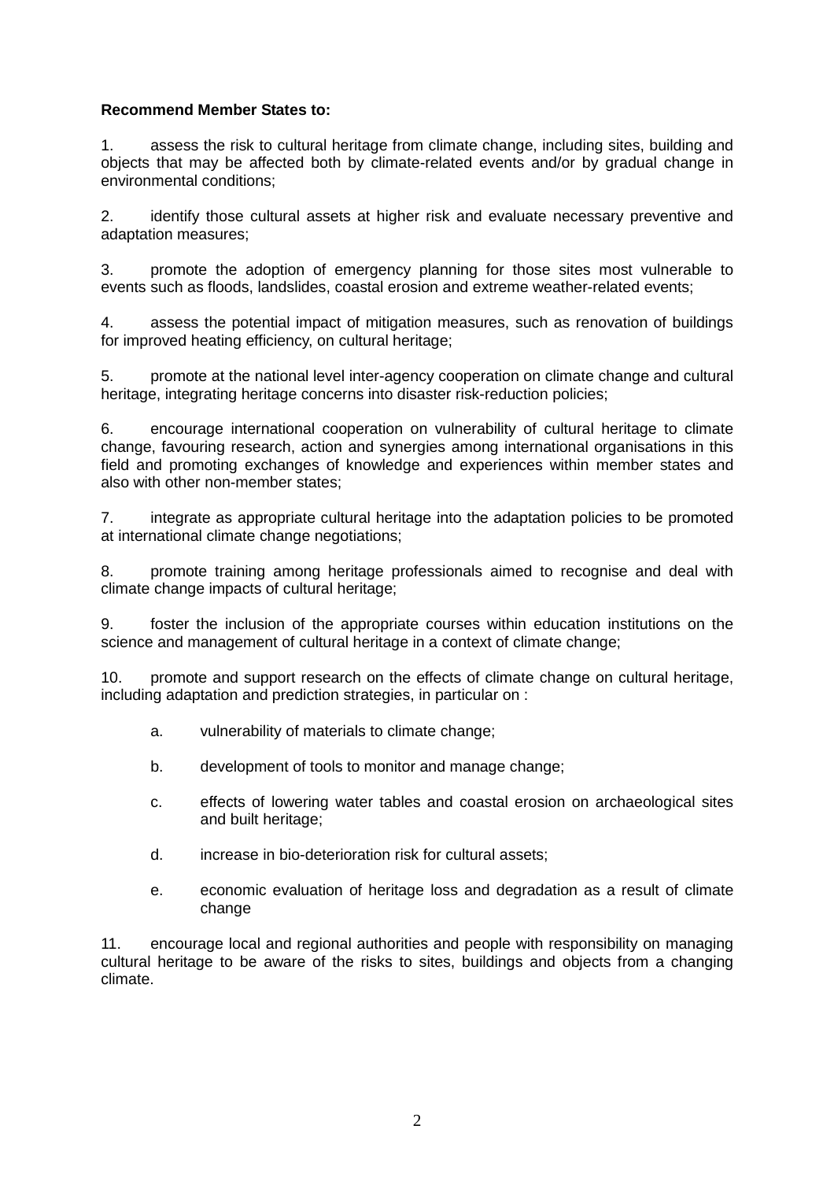**Recommend Member States to:**

1. assess the risk to cultural heritage from climate change, including sites, building and objects that may be affected both by climate-related events and/or by gradual change in environmental conditions;

2. identify those cultural assets at higher risk and evaluate necessary preventive and adaptation measures;

3. promote the adoption of emergency planning for those sites most vulnerable to events such as floods, landslides, coastal erosion and extreme weather-related events;

4. assess the potential impact of mitigation measures, such as renovation of buildings for improved heating efficiency, on cultural heritage;

5. promote at the national level inter-agency cooperation on climate change and cultural heritage, integrating heritage concerns into disaster risk-reduction policies;

6. encourage international cooperation on vulnerability of cultural heritage to climate change, favouring research, action and synergies among international organisations in this field and promoting exchanges of knowledge and experiences within member states and also with other non-member states;

7. integrate as appropriate cultural heritage into the adaptation policies to be promoted at international climate change negotiations;

8. promote training among heritage professionals aimed to recognise and deal with climate change impacts of cultural heritage;

9. foster the inclusion of the appropriate courses within education institutions on the science and management of cultural heritage in a context of climate change;

10. promote and support research on the effects of climate change on cultural heritage, including adaptation and prediction strategies, in particular on :

    a. vulnerability of materials to climate change;

    b. development of tools to monitor and manage change;

    c. effects of lowering water tables and coastal erosion on archaeological sites and built heritage;

    d. increase in bio-deterioration risk for cultural assets;

    e. economic evaluation of heritage loss and degradation as a result of climate change

11. encourage local and regional authorities and people with responsibility on managing cultural heritage to be aware of the risks to sites, buildings and objects from a changing climate.